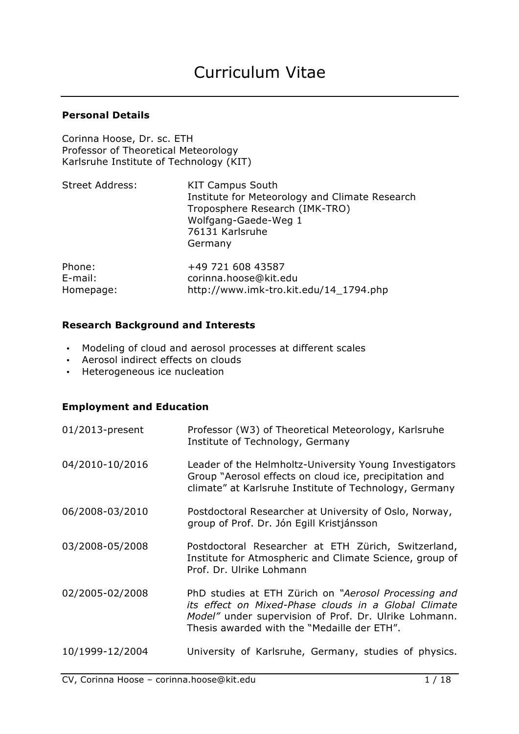# Curriculum Vitae

### Personal Details

Corinna Hoose, Dr. sc. ETH
Professor of Theoretical Meteorology
Karlsruhe Institute of Technology (KIT)

| | |
|---|---|
| Street Address: | KIT Campus South<br>Institute for Meteorology and Climate Research<br>Troposphere Research (IMK-TRO)<br>Wolfgang-Gaede-Weg 1<br>76131 Karlsruhe<br>Germany |
| Phone: | +49 721 608 43587 |
| E-mail: | corinna.hoose@kit.edu |
| Homepage: | http://www.imk-tro.kit.edu/14_1794.php |

### Research Background and Interests

- Modeling of cloud and aerosol processes at different scales
- Aerosol indirect effects on clouds
- Heterogeneous ice nucleation

### Employment and Education

| | |
|---|---|
| 01/2013-present | Professor (W3) of Theoretical Meteorology, Karlsruhe Institute of Technology, Germany |
| 04/2010-10/2016 | Leader of the Helmholtz-University Young Investigators Group "Aerosol effects on cloud ice, precipitation and climate" at Karlsruhe Institute of Technology, Germany |
| 06/2008-03/2010 | Postdoctoral Researcher at University of Oslo, Norway, group of Prof. Dr. Jón Egill Kristjánsson |
| 03/2008-05/2008 | Postdoctoral Researcher at ETH Zürich, Switzerland, Institute for Atmospheric and Climate Science, group of Prof. Dr. Ulrike Lohmann |
| 02/2005-02/2008 | PhD studies at ETH Zürich on *"Aerosol Processing and its effect on Mixed-Phase clouds in a Global Climate Model"* under supervision of Prof. Dr. Ulrike Lohmann. Thesis awarded with the "Medaille der ETH". |
| 10/1999-12/2004 | University of Karlsruhe, Germany, studies of physics. |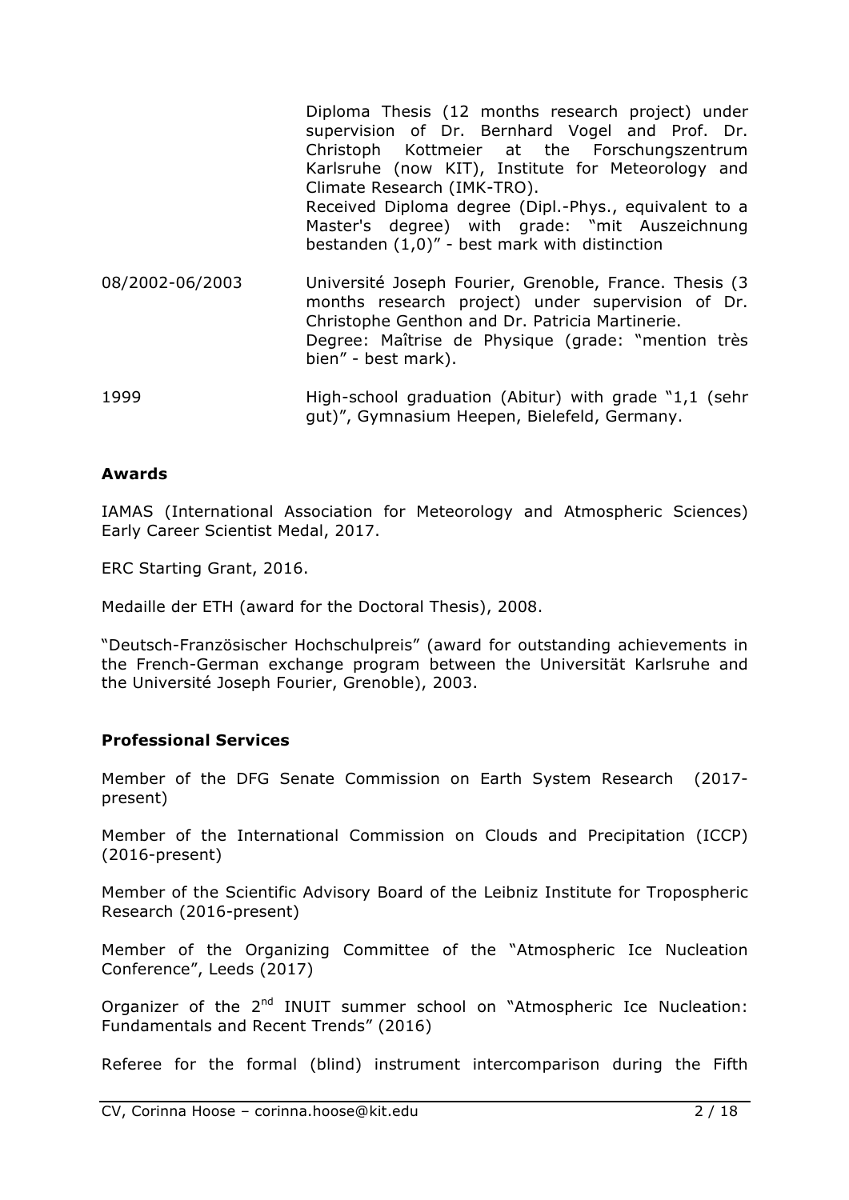| | |
|---|---|
| | Diploma Thesis (12 months research project) under supervision of Dr. Bernhard Vogel and Prof. Dr. Christoph Kottmeier at the Forschungszentrum Karlsruhe (now KIT), Institute for Meteorology and Climate Research (IMK-TRO). Received Diploma degree (Dipl.-Phys., equivalent to a Master's degree) with grade: "mit Auszeichnung bestanden (1,0)" - best mark with distinction |
| 08/2002-06/2003 | Université Joseph Fourier, Grenoble, France. Thesis (3 months research project) under supervision of Dr. Christophe Genthon and Dr. Patricia Martinerie. Degree: Maîtrise de Physique (grade: "mention très bien" - best mark). |
| 1999 | High-school graduation (Abitur) with grade "1,1 (sehr gut)", Gymnasium Heepen, Bielefeld, Germany. |

## Awards

IAMAS (International Association for Meteorology and Atmospheric Sciences) Early Career Scientist Medal, 2017.

ERC Starting Grant, 2016.

Medaille der ETH (award for the Doctoral Thesis), 2008.

"Deutsch-Französischer Hochschulpreis" (award for outstanding achievements in the French-German exchange program between the Universität Karlsruhe and the Université Joseph Fourier, Grenoble), 2003.

## Professional Services

Member of the DFG Senate Commission on Earth System Research (2017-present)

Member of the International Commission on Clouds and Precipitation (ICCP) (2016-present)

Member of the Scientific Advisory Board of the Leibniz Institute for Tropospheric Research (2016-present)

Member of the Organizing Committee of the "Atmospheric Ice Nucleation Conference", Leeds (2017)

Organizer of the 2nd INUIT summer school on "Atmospheric Ice Nucleation: Fundamentals and Recent Trends" (2016)

Referee for the formal (blind) instrument intercomparison during the Fifth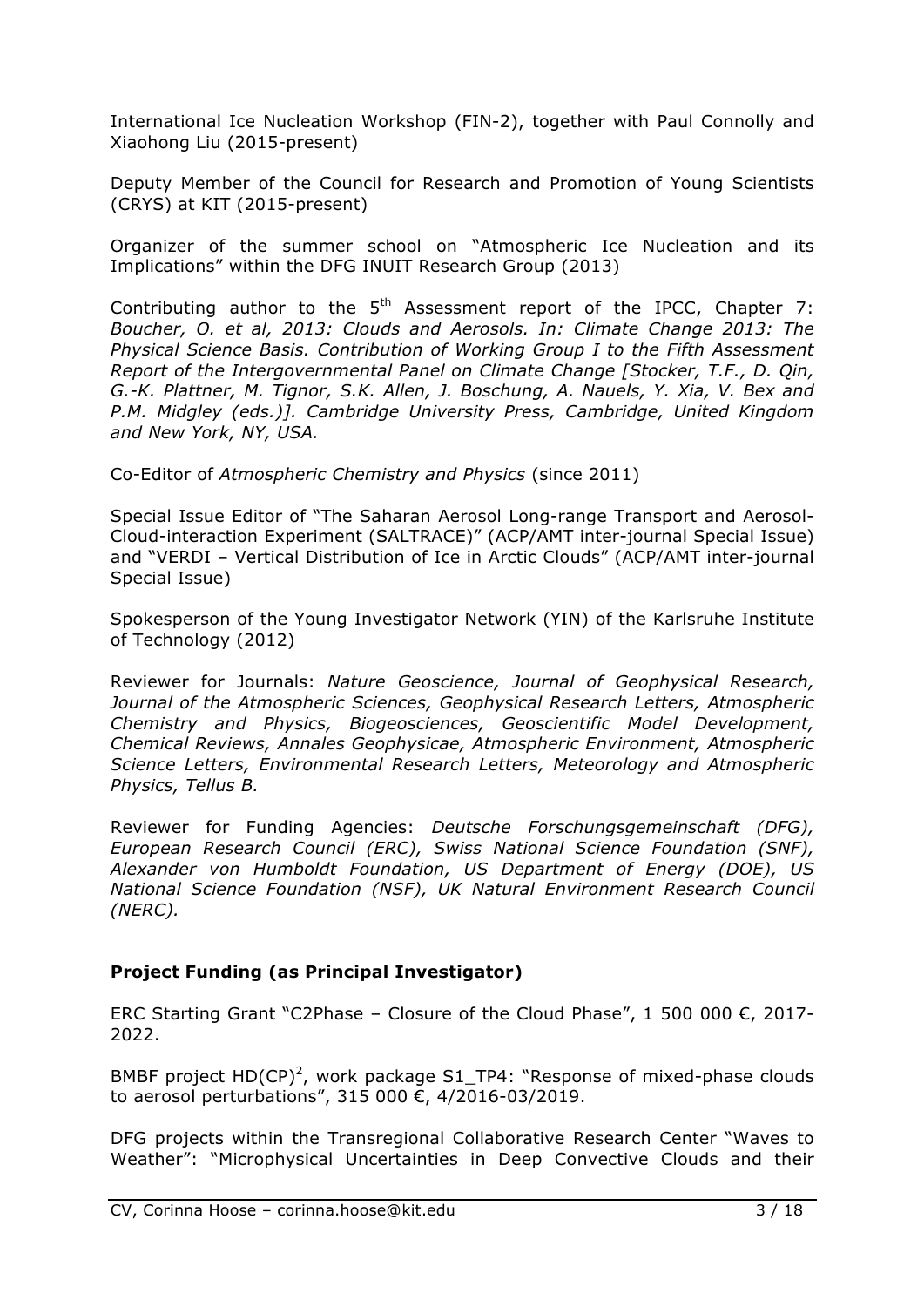International Ice Nucleation Workshop (FIN-2), together with Paul Connolly and Xiaohong Liu (2015-present)

Deputy Member of the Council for Research and Promotion of Young Scientists (CRYS) at KIT (2015-present)

Organizer of the summer school on "Atmospheric Ice Nucleation and its Implications" within the DFG INUIT Research Group (2013)

Contributing author to the 5th Assessment report of the IPCC, Chapter 7: *Boucher, O. et al, 2013: Clouds and Aerosols. In: Climate Change 2013: The Physical Science Basis. Contribution of Working Group I to the Fifth Assessment Report of the Intergovernmental Panel on Climate Change [Stocker, T.F., D. Qin, G.-K. Plattner, M. Tignor, S.K. Allen, J. Boschung, A. Nauels, Y. Xia, V. Bex and P.M. Midgley (eds.)]. Cambridge University Press, Cambridge, United Kingdom and New York, NY, USA.*

Co-Editor of *Atmospheric Chemistry and Physics* (since 2011)

Special Issue Editor of "The Saharan Aerosol Long-range Transport and Aerosol-Cloud-interaction Experiment (SALTRACE)" (ACP/AMT inter-journal Special Issue) and "VERDI – Vertical Distribution of Ice in Arctic Clouds" (ACP/AMT inter-journal Special Issue)

Spokesperson of the Young Investigator Network (YIN) of the Karlsruhe Institute of Technology (2012)

Reviewer for Journals: *Nature Geoscience, Journal of Geophysical Research, Journal of the Atmospheric Sciences, Geophysical Research Letters, Atmospheric Chemistry and Physics, Biogeosciences, Geoscientific Model Development, Chemical Reviews, Annales Geophysicae, Atmospheric Environment, Atmospheric Science Letters, Environmental Research Letters, Meteorology and Atmospheric Physics, Tellus B.*

Reviewer for Funding Agencies: *Deutsche Forschungsgemeinschaft (DFG), European Research Council (ERC), Swiss National Science Foundation (SNF), Alexander von Humboldt Foundation, US Department of Energy (DOE), US National Science Foundation (NSF), UK Natural Environment Research Council (NERC).*

### Project Funding (as Principal Investigator)

ERC Starting Grant "C2Phase – Closure of the Cloud Phase", 1 500 000 €, 2017-2022.

BMBF project $HD(CP)^2$, work package S1_TP4: "Response of mixed-phase clouds to aerosol perturbations", 315 000 €, 4/2016-03/2019.

DFG projects within the Transregional Collaborative Research Center "Waves to Weather": "Microphysical Uncertainties in Deep Convective Clouds and their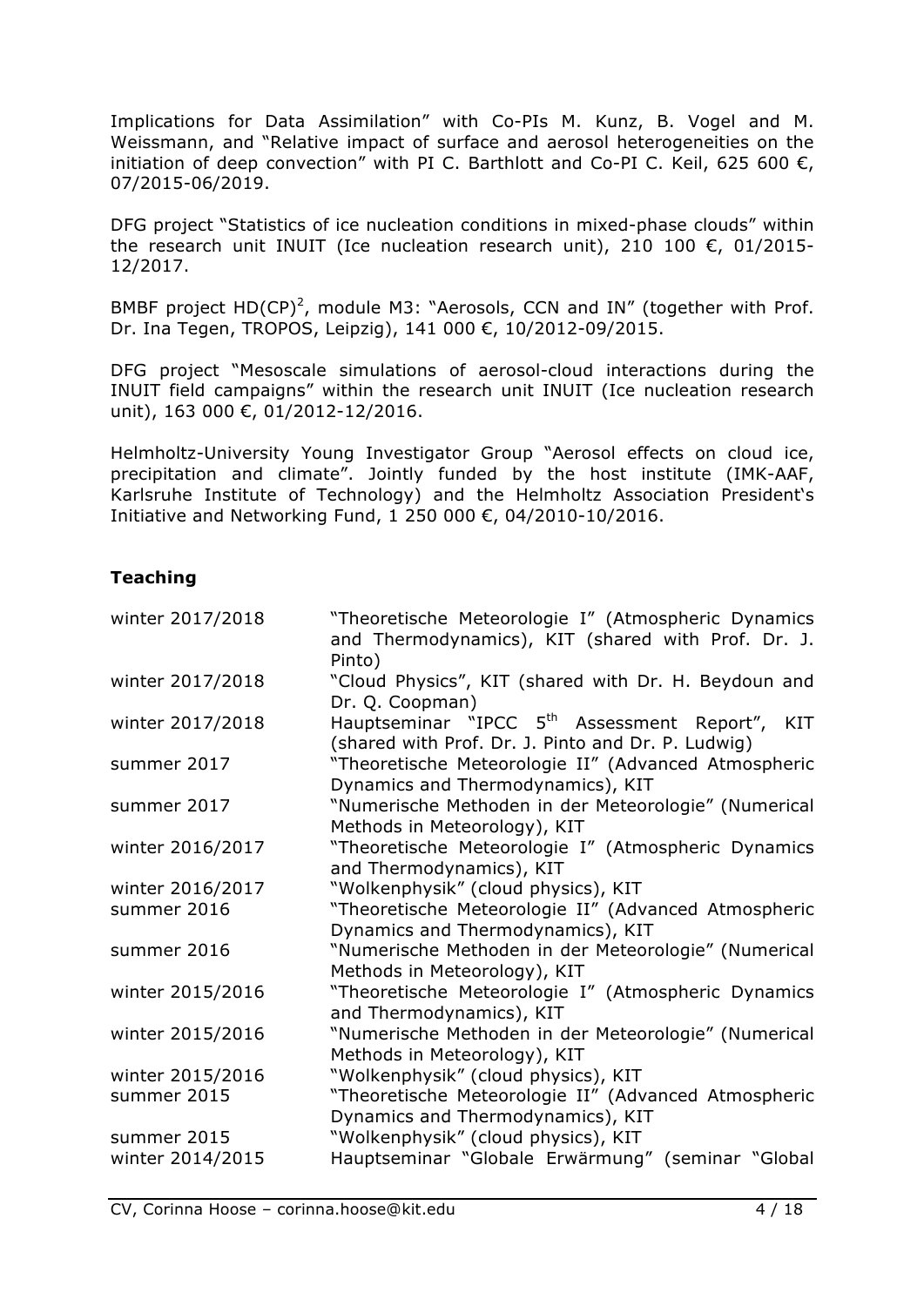Implications for Data Assimilation" with Co-PIs M. Kunz, B. Vogel and M. Weissmann, and "Relative impact of surface and aerosol heterogeneities on the initiation of deep convection" with PI C. Barthlott and Co-PI C. Keil, 625 600 €, 07/2015-06/2019.

DFG project "Statistics of ice nucleation conditions in mixed-phase clouds" within the research unit INUIT (Ice nucleation research unit), 210 100 €, 01/2015-12/2017.

BMBF project $HD(CP)^2$, module M3: "Aerosols, CCN and IN" (together with Prof. Dr. Ina Tegen, TROPOS, Leipzig), 141 000 €, 10/2012-09/2015.

DFG project "Mesoscale simulations of aerosol-cloud interactions during the INUIT field campaigns" within the research unit INUIT (Ice nucleation research unit), 163 000 €, 01/2012-12/2016.

Helmholtz-University Young Investigator Group "Aerosol effects on cloud ice, precipitation and climate". Jointly funded by the host institute (IMK-AAF, Karlsruhe Institute of Technology) and the Helmholtz Association President's Initiative and Networking Fund, 1 250 000 €, 04/2010-10/2016.

## Teaching

| | |
|---|---|
| winter 2017/2018 | "Theoretische Meteorologie I" (Atmospheric Dynamics and Thermodynamics), KIT (shared with Prof. Dr. J. Pinto) |
| winter 2017/2018 | "Cloud Physics", KIT (shared with Dr. H. Beydoun and Dr. Q. Coopman) |
| winter 2017/2018 | Hauptseminar "IPCC 5th Assessment Report", KIT (shared with Prof. Dr. J. Pinto and Dr. P. Ludwig) |
| summer 2017 | "Theoretische Meteorologie II" (Advanced Atmospheric Dynamics and Thermodynamics), KIT |
| summer 2017 | "Numerische Methoden in der Meteorologie" (Numerical Methods in Meteorology), KIT |
| winter 2016/2017 | "Theoretische Meteorologie I" (Atmospheric Dynamics and Thermodynamics), KIT |
| winter 2016/2017 | "Wolkenphysik" (cloud physics), KIT |
| summer 2016 | "Theoretische Meteorologie II" (Advanced Atmospheric Dynamics and Thermodynamics), KIT |
| summer 2016 | "Numerische Methoden in der Meteorologie" (Numerical Methods in Meteorology), KIT |
| winter 2015/2016 | "Theoretische Meteorologie I" (Atmospheric Dynamics and Thermodynamics), KIT |
| winter 2015/2016 | "Numerische Methoden in der Meteorologie" (Numerical Methods in Meteorology), KIT |
| winter 2015/2016 | "Wolkenphysik" (cloud physics), KIT |
| summer 2015 | "Theoretische Meteorologie II" (Advanced Atmospheric Dynamics and Thermodynamics), KIT |
| summer 2015 | "Wolkenphysik" (cloud physics), KIT |
| winter 2014/2015 | Hauptseminar "Globale Erwärmung" (seminar "Global |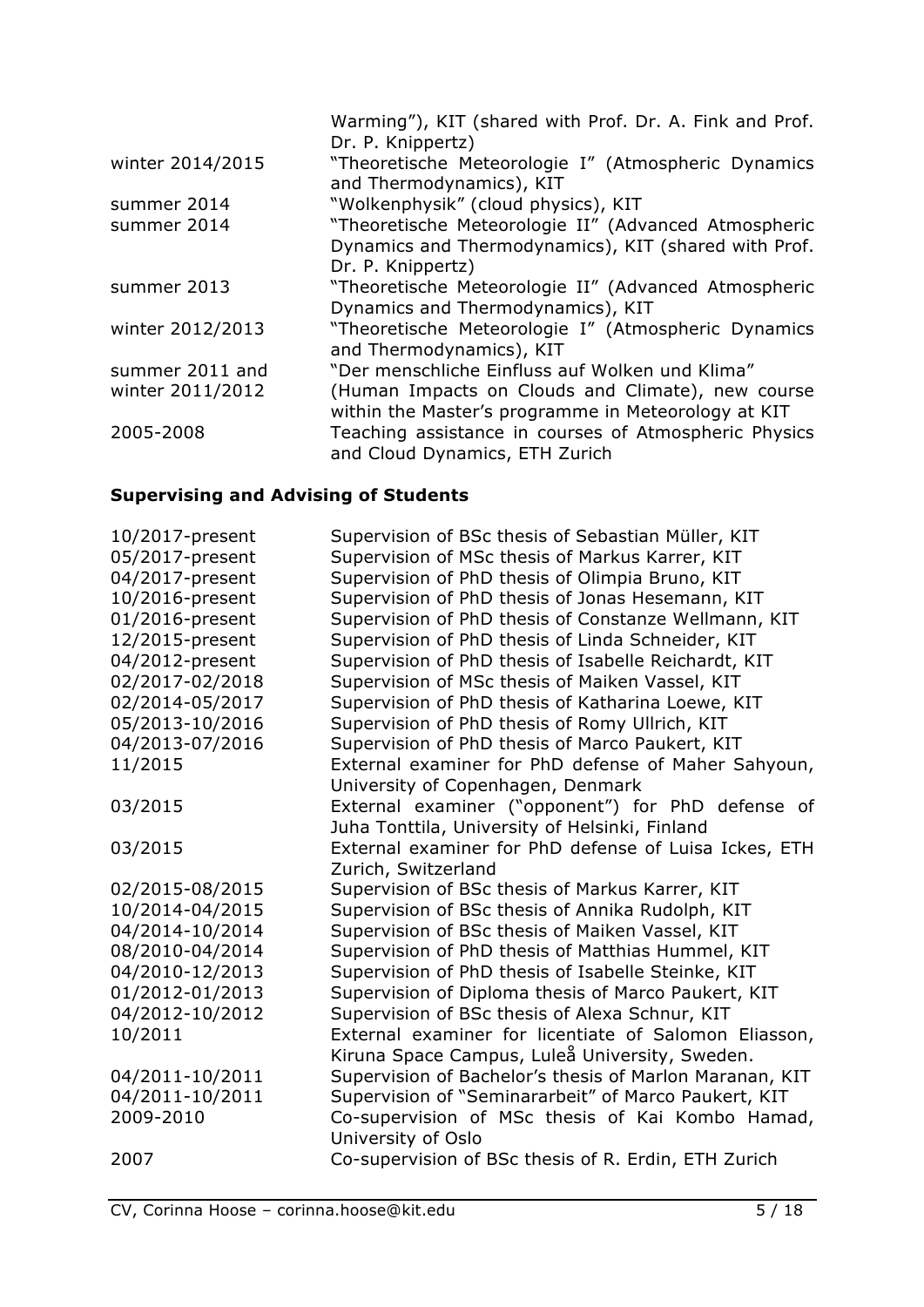| | |
|---|---|
| | Warming"), KIT (shared with Prof. Dr. A. Fink and Prof. Dr. P. Knippertz) |
| winter 2014/2015 | "Theoretische Meteorologie I" (Atmospheric Dynamics and Thermodynamics), KIT |
| summer 2014 | "Wolkenphysik" (cloud physics), KIT |
| summer 2014 | "Theoretische Meteorologie II" (Advanced Atmospheric Dynamics and Thermodynamics), KIT (shared with Prof. Dr. P. Knippertz) |
| summer 2013 | "Theoretische Meteorologie II" (Advanced Atmospheric Dynamics and Thermodynamics), KIT |
| winter 2012/2013 | "Theoretische Meteorologie I" (Atmospheric Dynamics and Thermodynamics), KIT |
| summer 2011 and winter 2011/2012 | "Der menschliche Einfluss auf Wolken und Klima" (Human Impacts on Clouds and Climate), new course within the Master's programme in Meteorology at KIT |
| 2005-2008 | Teaching assistance in courses of Atmospheric Physics and Cloud Dynamics, ETH Zurich |

## Supervising and Advising of Students

| | |
|---|---|
| 10/2017-present | Supervision of BSc thesis of Sebastian Müller, KIT |
| 05/2017-present | Supervision of MSc thesis of Markus Karrer, KIT |
| 04/2017-present | Supervision of PhD thesis of Olimpia Bruno, KIT |
| 10/2016-present | Supervision of PhD thesis of Jonas Hesemann, KIT |
| 01/2016-present | Supervision of PhD thesis of Constanze Wellmann, KIT |
| 12/2015-present | Supervision of PhD thesis of Linda Schneider, KIT |
| 04/2012-present | Supervision of PhD thesis of Isabelle Reichardt, KIT |
| 02/2017-02/2018 | Supervision of MSc thesis of Maiken Vassel, KIT |
| 02/2014-05/2017 | Supervision of PhD thesis of Katharina Loewe, KIT |
| 05/2013-10/2016 | Supervision of PhD thesis of Romy Ullrich, KIT |
| 04/2013-07/2016 | Supervision of PhD thesis of Marco Paukert, KIT |
| 11/2015 | External examiner for PhD defense of Maher Sahyoun, University of Copenhagen, Denmark |
| 03/2015 | External examiner ("opponent") for PhD defense of Juha Tonttila, University of Helsinki, Finland |
| 03/2015 | External examiner for PhD defense of Luisa Ickes, ETH Zurich, Switzerland |
| 02/2015-08/2015 | Supervision of BSc thesis of Markus Karrer, KIT |
| 10/2014-04/2015 | Supervision of BSc thesis of Annika Rudolph, KIT |
| 04/2014-10/2014 | Supervision of BSc thesis of Maiken Vassel, KIT |
| 08/2010-04/2014 | Supervision of PhD thesis of Matthias Hummel, KIT |
| 04/2010-12/2013 | Supervision of PhD thesis of Isabelle Steinke, KIT |
| 01/2012-01/2013 | Supervision of Diploma thesis of Marco Paukert, KIT |
| 04/2012-10/2012 | Supervision of BSc thesis of Alexa Schnur, KIT |
| 10/2011 | External examiner for licentiate of Salomon Eliasson, Kiruna Space Campus, Luleå University, Sweden. |
| 04/2011-10/2011 | Supervision of Bachelor's thesis of Marlon Maranan, KIT |
| 04/2011-10/2011 | Supervision of "Seminararbeit" of Marco Paukert, KIT |
| 2009-2010 | Co-supervision of MSc thesis of Kai Kombo Hamad, University of Oslo |
| 2007 | Co-supervision of BSc thesis of R. Erdin, ETH Zurich |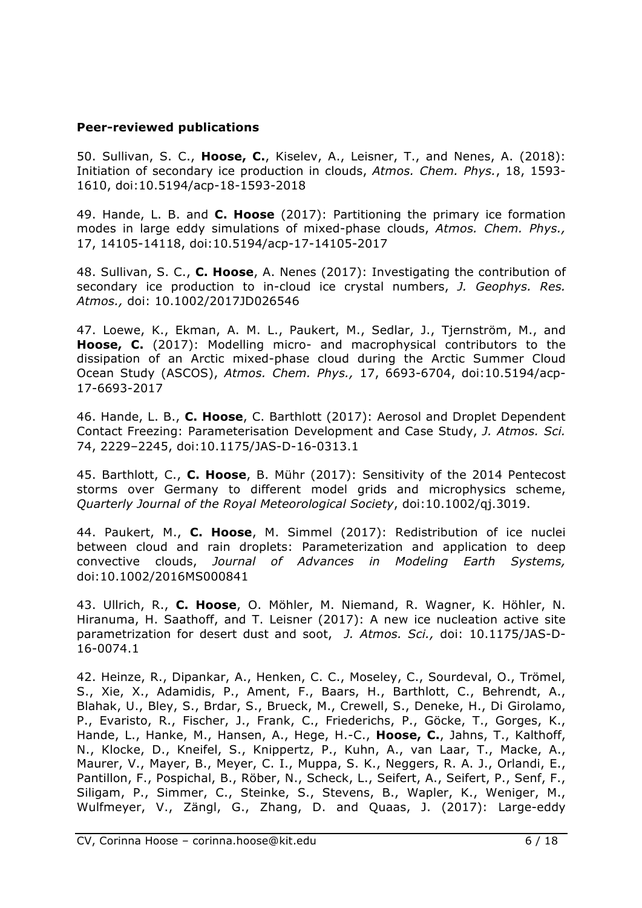**Peer-reviewed publications**

50. Sullivan, S. C., **Hoose, C.**, Kiselev, A., Leisner, T., and Nenes, A. (2018): Initiation of secondary ice production in clouds, *Atmos. Chem. Phys.*, 18, 1593-1610, doi:10.5194/acp-18-1593-2018

49. Hande, L. B. and **C. Hoose** (2017): Partitioning the primary ice formation modes in large eddy simulations of mixed-phase clouds, *Atmos. Chem. Phys.,* 17, 14105-14118, doi:10.5194/acp-17-14105-2017

48. Sullivan, S. C., **C. Hoose**, A. Nenes (2017): Investigating the contribution of secondary ice production to in-cloud ice crystal numbers, *J. Geophys. Res. Atmos.,* doi: 10.1002/2017JD026546

47. Loewe, K., Ekman, A. M. L., Paukert, M., Sedlar, J., Tjernström, M., and **Hoose, C.** (2017): Modelling micro- and macrophysical contributors to the dissipation of an Arctic mixed-phase cloud during the Arctic Summer Cloud Ocean Study (ASCOS), *Atmos. Chem. Phys.,* 17, 6693-6704, doi:10.5194/acp-17-6693-2017

46. Hande, L. B., **C. Hoose**, C. Barthlott (2017): Aerosol and Droplet Dependent Contact Freezing: Parameterisation Development and Case Study, *J. Atmos. Sci.* 74, 2229–2245, doi:10.1175/JAS-D-16-0313.1

45. Barthlott, C., **C. Hoose**, B. Mühr (2017): Sensitivity of the 2014 Pentecost storms over Germany to different model grids and microphysics scheme, *Quarterly Journal of the Royal Meteorological Society*, doi:10.1002/qj.3019.

44. Paukert, M., **C. Hoose**, M. Simmel (2017): Redistribution of ice nuclei between cloud and rain droplets: Parameterization and application to deep convective clouds, *Journal of Advances in Modeling Earth Systems,* doi:10.1002/2016MS000841

43. Ullrich, R., **C. Hoose**, O. Möhler, M. Niemand, R. Wagner, K. Höhler, N. Hiranuma, H. Saathoff, and T. Leisner (2017): A new ice nucleation active site parametrization for desert dust and soot, *J. Atmos. Sci.,* doi: 10.1175/JAS-D-16-0074.1

42. Heinze, R., Dipankar, A., Henken, C. C., Moseley, C., Sourdeval, O., Trömel, S., Xie, X., Adamidis, P., Ament, F., Baars, H., Barthlott, C., Behrendt, A., Blahak, U., Bley, S., Brdar, S., Brueck, M., Crewell, S., Deneke, H., Di Girolamo, P., Evaristo, R., Fischer, J., Frank, C., Friederichs, P., Göcke, T., Gorges, K., Hande, L., Hanke, M., Hansen, A., Hege, H.-C., **Hoose, C.**, Jahns, T., Kalthoff, N., Klocke, D., Kneifel, S., Knippertz, P., Kuhn, A., van Laar, T., Macke, A., Maurer, V., Mayer, B., Meyer, C. I., Muppa, S. K., Neggers, R. A. J., Orlandi, E., Pantillon, F., Pospichal, B., Röber, N., Scheck, L., Seifert, A., Seifert, P., Senf, F., Siligam, P., Simmer, C., Steinke, S., Stevens, B., Wapler, K., Weniger, M., Wulfmeyer, V., Zängl, G., Zhang, D. and Quaas, J. (2017): Large-eddy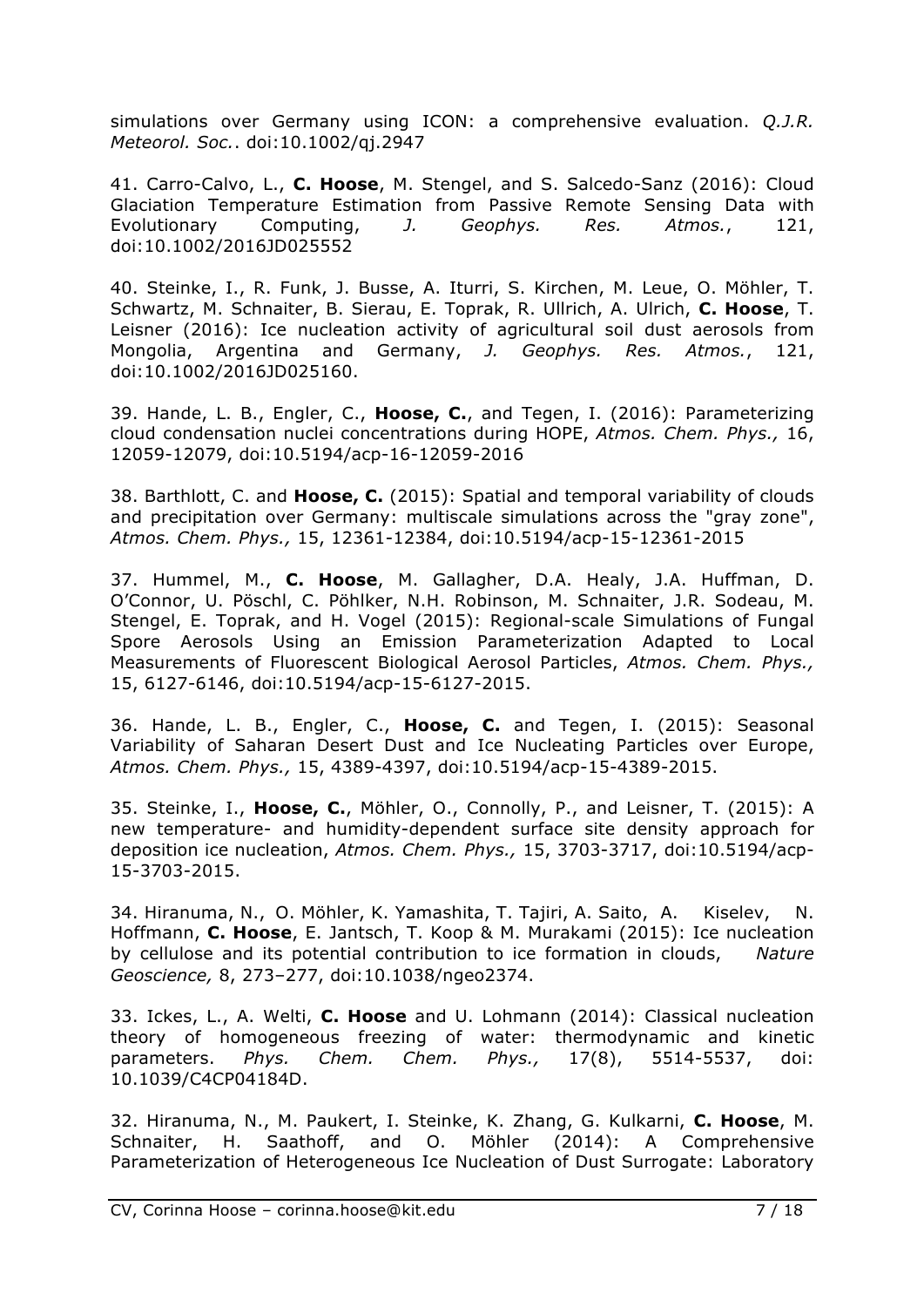simulations over Germany using ICON: a comprehensive evaluation. *Q.J.R. Meteorol. Soc.*. doi:10.1002/qj.2947

41. Carro-Calvo, L., **C. Hoose**, M. Stengel, and S. Salcedo-Sanz (2016): Cloud Glaciation Temperature Estimation from Passive Remote Sensing Data with Evolutionary Computing, *J. Geophys. Res. Atmos.*, 121, doi:10.1002/2016JD025552

40. Steinke, I., R. Funk, J. Busse, A. Iturri, S. Kirchen, M. Leue, O. Möhler, T. Schwartz, M. Schnaiter, B. Sierau, E. Toprak, R. Ullrich, A. Ulrich, **C. Hoose**, T. Leisner (2016): Ice nucleation activity of agricultural soil dust aerosols from Mongolia, Argentina and Germany, *J. Geophys. Res. Atmos.*, 121, doi:10.1002/2016JD025160.

39. Hande, L. B., Engler, C., **Hoose, C.**, and Tegen, I. (2016): Parameterizing cloud condensation nuclei concentrations during HOPE, *Atmos. Chem. Phys.,* 16, 12059-12079, doi:10.5194/acp-16-12059-2016

38. Barthlott, C. and **Hoose, C.** (2015): Spatial and temporal variability of clouds and precipitation over Germany: multiscale simulations across the "gray zone", *Atmos. Chem. Phys.,* 15, 12361-12384, doi:10.5194/acp-15-12361-2015

37. Hummel, M., **C. Hoose**, M. Gallagher, D.A. Healy, J.A. Huffman, D. O'Connor, U. Pöschl, C. Pöhlker, N.H. Robinson, M. Schnaiter, J.R. Sodeau, M. Stengel, E. Toprak, and H. Vogel (2015): Regional-scale Simulations of Fungal Spore Aerosols Using an Emission Parameterization Adapted to Local Measurements of Fluorescent Biological Aerosol Particles, *Atmos. Chem. Phys.,* 15, 6127-6146, doi:10.5194/acp-15-6127-2015.

36. Hande, L. B., Engler, C., **Hoose, C.** and Tegen, I. (2015): Seasonal Variability of Saharan Desert Dust and Ice Nucleating Particles over Europe, *Atmos. Chem. Phys.,* 15, 4389-4397, doi:10.5194/acp-15-4389-2015.

35. Steinke, I., **Hoose, C.**, Möhler, O., Connolly, P., and Leisner, T. (2015): A new temperature- and humidity-dependent surface site density approach for deposition ice nucleation, *Atmos. Chem. Phys.,* 15, 3703-3717, doi:10.5194/acp-15-3703-2015.

34. Hiranuma, N., O. Möhler, K. Yamashita, T. Tajiri, A. Saito, A. Kiselev, N. Hoffmann, **C. Hoose**, E. Jantsch, T. Koop & M. Murakami (2015): Ice nucleation by cellulose and its potential contribution to ice formation in clouds, *Nature Geoscience,* 8, 273–277, doi:10.1038/ngeo2374.

33. Ickes, L., A. Welti, **C. Hoose** and U. Lohmann (2014): Classical nucleation theory of homogeneous freezing of water: thermodynamic and kinetic parameters. *Phys. Chem. Chem. Phys.,* 17(8), 5514-5537, doi: 10.1039/C4CP04184D.

32. Hiranuma, N., M. Paukert, I. Steinke, K. Zhang, G. Kulkarni, **C. Hoose**, M. Schnaiter, H. Saathoff, and O. Möhler (2014): A Comprehensive Parameterization of Heterogeneous Ice Nucleation of Dust Surrogate: Laboratory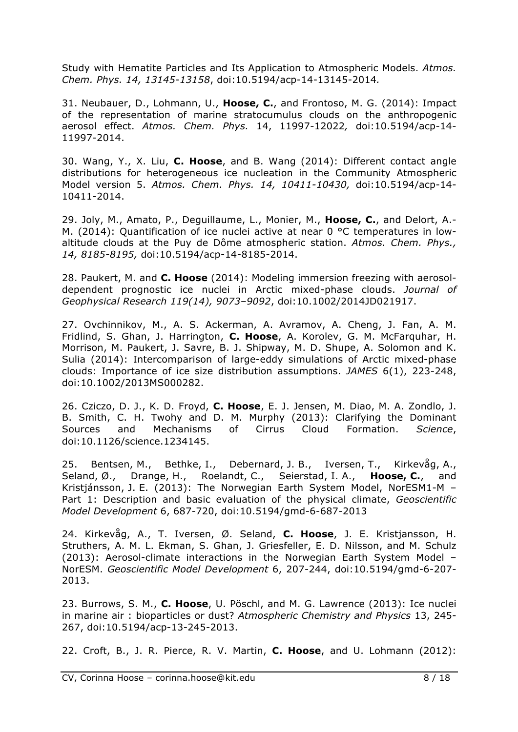Study with Hematite Particles and Its Application to Atmospheric Models. *Atmos. Chem. Phys. 14, 13145-13158*, doi:10.5194/acp-14-13145-2014*.*

31. Neubauer, D., Lohmann, U., **Hoose, C.**, and Frontoso, M. G. (2014): Impact of the representation of marine stratocumulus clouds on the anthropogenic aerosol effect. *Atmos. Chem. Phys.* 14, 11997-12022*,* doi:10.5194/acp-14-11997-2014.

30. Wang, Y., X. Liu, **C. Hoose**, and B. Wang (2014): Different contact angle distributions for heterogeneous ice nucleation in the Community Atmospheric Model version 5. *Atmos. Chem. Phys. 14, 10411-10430,* doi:10.5194/acp-14-10411-2014.

29. Joly, M., Amato, P., Deguillaume, L., Monier, M., **Hoose, C.**, and Delort, A.-M. (2014): Quantification of ice nuclei active at near 0 °C temperatures in low-altitude clouds at the Puy de Dôme atmospheric station. *Atmos. Chem. Phys., 14, 8185-8195,* doi:10.5194/acp-14-8185-2014.

28. Paukert, M. and **C. Hoose** (2014): Modeling immersion freezing with aerosol-dependent prognostic ice nuclei in Arctic mixed-phase clouds. *Journal of Geophysical Research 119(14), 9073–9092*, doi:10.1002/2014JD021917.

27. Ovchinnikov, M., A. S. Ackerman, A. Avramov, A. Cheng, J. Fan, A. M. Fridlind, S. Ghan, J. Harrington, **C. Hoose**, A. Korolev, G. M. McFarquhar, H. Morrison, M. Paukert, J. Savre, B. J. Shipway, M. D. Shupe, A. Solomon and K. Sulia (2014): Intercomparison of large-eddy simulations of Arctic mixed-phase clouds: Importance of ice size distribution assumptions. *JAMES* 6(1), 223-248, doi:10.1002/2013MS000282.

26. Cziczo, D. J., K. D. Froyd, **C. Hoose**, E. J. Jensen, M. Diao, M. A. Zondlo, J. B. Smith, C. H. Twohy and D. M. Murphy (2013): Clarifying the Dominant Sources and Mechanisms of Cirrus Cloud Formation. *Science*, doi:10.1126/science.1234145.

25. Bentsen, M., Bethke, I., Debernard, J. B., Iversen, T., Kirkevåg, A., Seland, Ø., Drange, H., Roelandt, C., Seierstad, I. A., **Hoose, C.**, and Kristjánsson, J. E. (2013): The Norwegian Earth System Model, NorESM1-M – Part 1: Description and basic evaluation of the physical climate, *Geoscientific Model Development* 6, 687-720, doi:10.5194/gmd-6-687-2013

24. Kirkevåg, A., T. Iversen, Ø. Seland, **C. Hoose**, J. E. Kristjansson, H. Struthers, A. M. L. Ekman, S. Ghan, J. Griesfeller, E. D. Nilsson, and M. Schulz (2013): Aerosol-climate interactions in the Norwegian Earth System Model – NorESM. *Geoscientific Model Development* 6, 207-244, doi:10.5194/gmd-6-207-2013.

23. Burrows, S. M., **C. Hoose**, U. Pöschl, and M. G. Lawrence (2013): Ice nuclei in marine air : bioparticles or dust? *Atmospheric Chemistry and Physics* 13, 245-267, doi:10.5194/acp-13-245-2013.

22. Croft, B., J. R. Pierce, R. V. Martin, **C. Hoose**, and U. Lohmann (2012):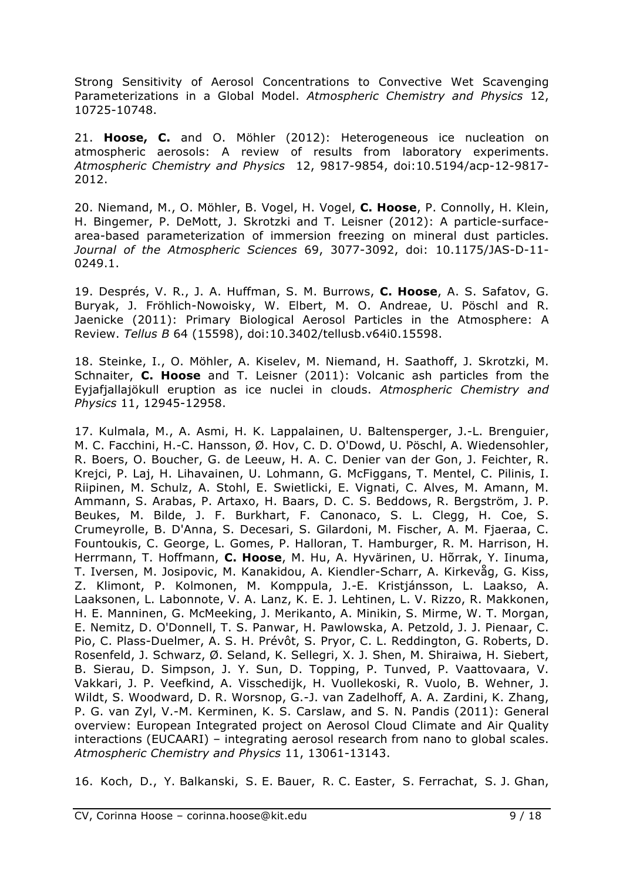Strong Sensitivity of Aerosol Concentrations to Convective Wet Scavenging Parameterizations in a Global Model. *Atmospheric Chemistry and Physics* 12, 10725-10748.

21. **Hoose, C.** and O. Möhler (2012): Heterogeneous ice nucleation on atmospheric aerosols: A review of results from laboratory experiments. *Atmospheric Chemistry and Physics* 12, 9817-9854, doi:10.5194/acp-12-9817-2012.

20. Niemand, M., O. Möhler, B. Vogel, H. Vogel, **C. Hoose**, P. Connolly, H. Klein, H. Bingemer, P. DeMott, J. Skrotzki and T. Leisner (2012): A particle-surface-area-based parameterization of immersion freezing on mineral dust particles. *Journal of the Atmospheric Sciences* 69, 3077-3092, doi: 10.1175/JAS-D-11-0249.1.

19. Després, V. R., J. A. Huffman, S. M. Burrows, **C. Hoose**, A. S. Safatov, G. Buryak, J. Fröhlich-Nowoisky, W. Elbert, M. O. Andreae, U. Pöschl and R. Jaenicke (2011): Primary Biological Aerosol Particles in the Atmosphere: A Review. *Tellus B* 64 (15598), doi:10.3402/tellusb.v64i0.15598.

18. Steinke, I., O. Möhler, A. Kiselev, M. Niemand, H. Saathoff, J. Skrotzki, M. Schnaiter, **C. Hoose** and T. Leisner (2011): Volcanic ash particles from the Eyjafjallajökull eruption as ice nuclei in clouds. *Atmospheric Chemistry and Physics* 11, 12945-12958.

17. Kulmala, M., A. Asmi, H. K. Lappalainen, U. Baltensperger, J.-L. Brenguier, M. C. Facchini, H.-C. Hansson, Ø. Hov, C. D. O'Dowd, U. Pöschl, A. Wiedensohler, R. Boers, O. Boucher, G. de Leeuw, H. A. C. Denier van der Gon, J. Feichter, R. Krejci, P. Laj, H. Lihavainen, U. Lohmann, G. McFiggans, T. Mentel, C. Pilinis, I. Riipinen, M. Schulz, A. Stohl, E. Swietlicki, E. Vignati, C. Alves, M. Amann, M. Ammann, S. Arabas, P. Artaxo, H. Baars, D. C. S. Beddows, R. Bergström, J. P. Beukes, M. Bilde, J. F. Burkhart, F. Canonaco, S. L. Clegg, H. Coe, S. Crumeyrolle, B. D'Anna, S. Decesari, S. Gilardoni, M. Fischer, A. M. Fjaeraa, C. Fountoukis, C. George, L. Gomes, P. Halloran, T. Hamburger, R. M. Harrison, H. Herrmann, T. Hoffmann, **C. Hoose**, M. Hu, A. Hyvärinen, U. Hõrrak, Y. Iinuma, T. Iversen, M. Josipovic, M. Kanakidou, A. Kiendler-Scharr, A. Kirkevåg, G. Kiss, Z. Klimont, P. Kolmonen, M. Komppula, J.-E. Kristjánsson, L. Laakso, A. Laaksonen, L. Labonnote, V. A. Lanz, K. E. J. Lehtinen, L. V. Rizzo, R. Makkonen, H. E. Manninen, G. McMeeking, J. Merikanto, A. Minikin, S. Mirme, W. T. Morgan, E. Nemitz, D. O'Donnell, T. S. Panwar, H. Pawlowska, A. Petzold, J. J. Pienaar, C. Pio, C. Plass-Duelmer, A. S. H. Prévôt, S. Pryor, C. L. Reddington, G. Roberts, D. Rosenfeld, J. Schwarz, Ø. Seland, K. Sellegri, X. J. Shen, M. Shiraiwa, H. Siebert, B. Sierau, D. Simpson, J. Y. Sun, D. Topping, P. Tunved, P. Vaattovaara, V. Vakkari, J. P. Veefkind, A. Visschedijk, H. Vuollekoski, R. Vuolo, B. Wehner, J. Wildt, S. Woodward, D. R. Worsnop, G.-J. van Zadelhoff, A. A. Zardini, K. Zhang, P. G. van Zyl, V.-M. Kerminen, K. S. Carslaw, and S. N. Pandis (2011): General overview: European Integrated project on Aerosol Cloud Climate and Air Quality interactions (EUCAARI) – integrating aerosol research from nano to global scales. *Atmospheric Chemistry and Physics* 11, 13061-13143.

16. Koch, D., Y. Balkanski, S. E. Bauer, R. C. Easter, S. Ferrachat, S. J. Ghan,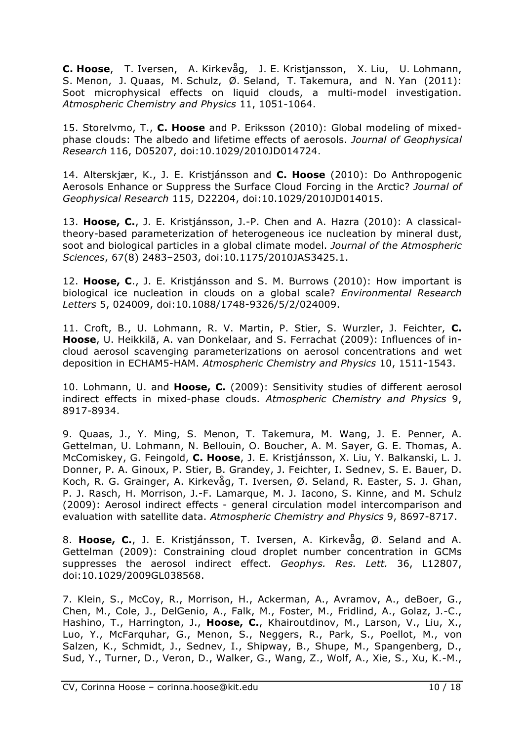**C. Hoose**, T. Iversen, A. Kirkevåg, J. E. Kristjansson, X. Liu, U. Lohmann, S. Menon, J. Quaas, M. Schulz, Ø. Seland, T. Takemura, and N. Yan (2011): Soot microphysical effects on liquid clouds, a multi-model investigation. *Atmospheric Chemistry and Physics* 11, 1051-1064.

15. Storelvmo, T., **C. Hoose** and P. Eriksson (2010): Global modeling of mixed-phase clouds: The albedo and lifetime effects of aerosols. *Journal of Geophysical Research* 116, D05207, doi:10.1029/2010JD014724.

14. Alterskjær, K., J. E. Kristjánsson and **C. Hoose** (2010): Do Anthropogenic Aerosols Enhance or Suppress the Surface Cloud Forcing in the Arctic? *Journal of Geophysical Research* 115, D22204, doi:10.1029/2010JD014015.

13. **Hoose, C.**, J. E. Kristjánsson, J.-P. Chen and A. Hazra (2010): A classical-theory-based parameterization of heterogeneous ice nucleation by mineral dust, soot and biological particles in a global climate model. *Journal of the Atmospheric Sciences*, 67(8) 2483–2503, doi:10.1175/2010JAS3425.1.

12. **Hoose, C**., J. E. Kristjánsson and S. M. Burrows (2010): How important is biological ice nucleation in clouds on a global scale? *Environmental Research Letters* 5, 024009, doi:10.1088/1748-9326/5/2/024009.

11. Croft, B., U. Lohmann, R. V. Martin, P. Stier, S. Wurzler, J. Feichter, **C. Hoose**, U. Heikkilä, A. van Donkelaar, and S. Ferrachat (2009): Influences of in-cloud aerosol scavenging parameterizations on aerosol concentrations and wet deposition in ECHAM5-HAM. *Atmospheric Chemistry and Physics* 10, 1511-1543.

10. Lohmann, U. and **Hoose, C.** (2009): Sensitivity studies of different aerosol indirect effects in mixed-phase clouds. *Atmospheric Chemistry and Physics* 9, 8917-8934.

9. Quaas, J., Y. Ming, S. Menon, T. Takemura, M. Wang, J. E. Penner, A. Gettelman, U. Lohmann, N. Bellouin, O. Boucher, A. M. Sayer, G. E. Thomas, A. McComiskey, G. Feingold, **C. Hoose**, J. E. Kristjánsson, X. Liu, Y. Balkanski, L. J. Donner, P. A. Ginoux, P. Stier, B. Grandey, J. Feichter, I. Sednev, S. E. Bauer, D. Koch, R. G. Grainger, A. Kirkevåg, T. Iversen, Ø. Seland, R. Easter, S. J. Ghan, P. J. Rasch, H. Morrison, J.-F. Lamarque, M. J. Iacono, S. Kinne, and M. Schulz (2009): Aerosol indirect effects - general circulation model intercomparison and evaluation with satellite data. *Atmospheric Chemistry and Physics* 9, 8697-8717.

8. **Hoose, C.**, J. E. Kristjánsson, T. Iversen, A. Kirkevåg, Ø. Seland and A. Gettelman (2009): Constraining cloud droplet number concentration in GCMs suppresses the aerosol indirect effect. *Geophys. Res. Lett.* 36, L12807, doi:10.1029/2009GL038568.

7. Klein, S., McCoy, R., Morrison, H., Ackerman, A., Avramov, A., deBoer, G., Chen, M., Cole, J., DelGenio, A., Falk, M., Foster, M., Fridlind, A., Golaz, J.-C., Hashino, T., Harrington, J., **Hoose, C.**, Khairoutdinov, M., Larson, V., Liu, X., Luo, Y., McFarquhar, G., Menon, S., Neggers, R., Park, S., Poellot, M., von Salzen, K., Schmidt, J., Sednev, I., Shipway, B., Shupe, M., Spangenberg, D., Sud, Y., Turner, D., Veron, D., Walker, G., Wang, Z., Wolf, A., Xie, S., Xu, K.-M.,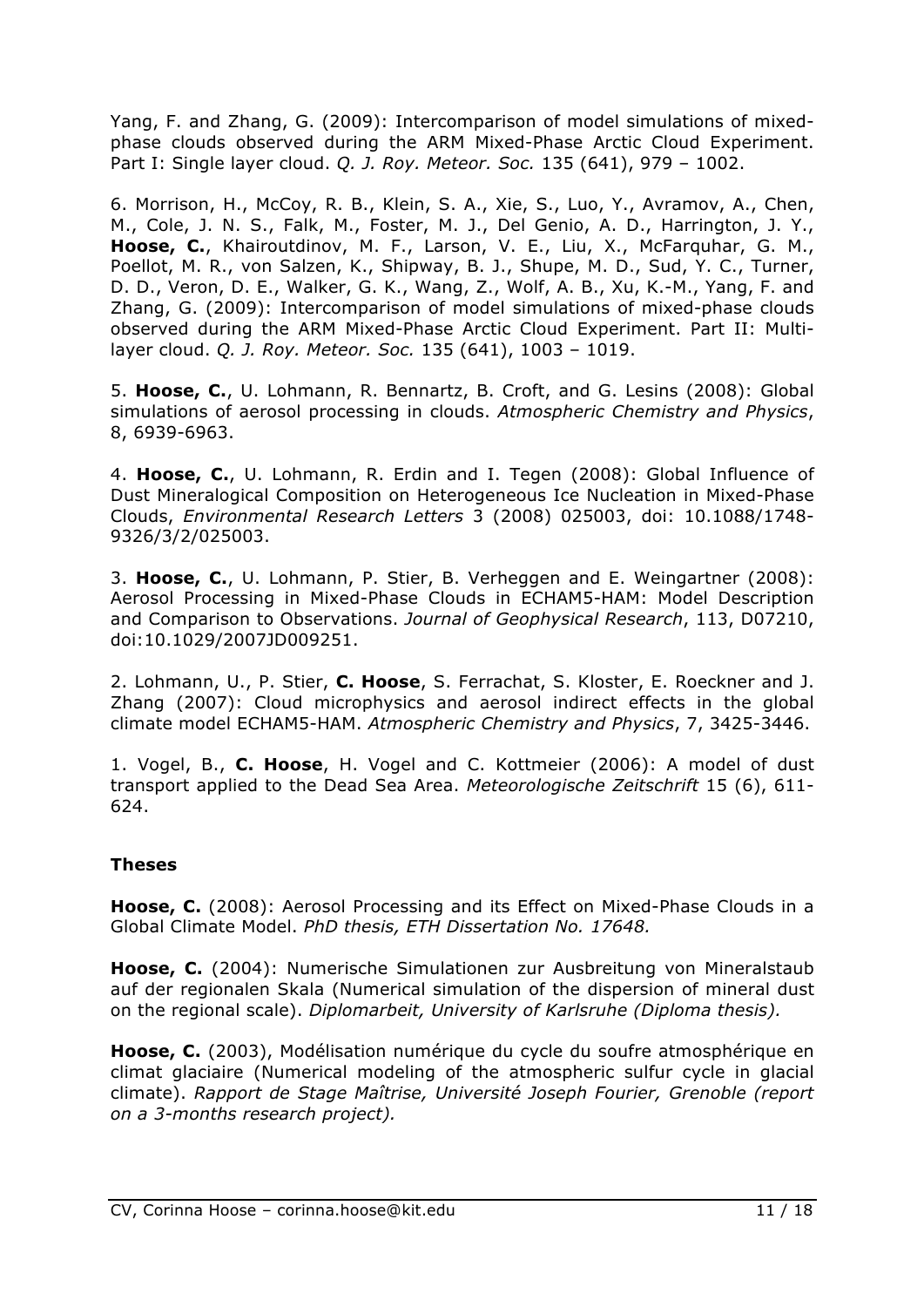Yang, F. and Zhang, G. (2009): Intercomparison of model simulations of mixed-phase clouds observed during the ARM Mixed-Phase Arctic Cloud Experiment. Part I: Single layer cloud. *Q. J. Roy. Meteor. Soc.* 135 (641), 979 – 1002.

6. Morrison, H., McCoy, R. B., Klein, S. A., Xie, S., Luo, Y., Avramov, A., Chen, M., Cole, J. N. S., Falk, M., Foster, M. J., Del Genio, A. D., Harrington, J. Y., **Hoose, C.**, Khairoutdinov, M. F., Larson, V. E., Liu, X., McFarquhar, G. M., Poellot, M. R., von Salzen, K., Shipway, B. J., Shupe, M. D., Sud, Y. C., Turner, D. D., Veron, D. E., Walker, G. K., Wang, Z., Wolf, A. B., Xu, K.-M., Yang, F. and Zhang, G. (2009): Intercomparison of model simulations of mixed-phase clouds observed during the ARM Mixed-Phase Arctic Cloud Experiment. Part II: Multi-layer cloud. *Q. J. Roy. Meteor. Soc.* 135 (641), 1003 – 1019.

5. **Hoose, C.**, U. Lohmann, R. Bennartz, B. Croft, and G. Lesins (2008): Global simulations of aerosol processing in clouds. *Atmospheric Chemistry and Physics*, 8, 6939-6963.

4. **Hoose, C.**, U. Lohmann, R. Erdin and I. Tegen (2008): Global Influence of Dust Mineralogical Composition on Heterogeneous Ice Nucleation in Mixed-Phase Clouds, *Environmental Research Letters* 3 (2008) 025003, doi: 10.1088/1748-9326/3/2/025003.

3. **Hoose, C.**, U. Lohmann, P. Stier, B. Verheggen and E. Weingartner (2008): Aerosol Processing in Mixed-Phase Clouds in ECHAM5-HAM: Model Description and Comparison to Observations. *Journal of Geophysical Research*, 113, D07210, doi:10.1029/2007JD009251.

2. Lohmann, U., P. Stier, **C. Hoose**, S. Ferrachat, S. Kloster, E. Roeckner and J. Zhang (2007): Cloud microphysics and aerosol indirect effects in the global climate model ECHAM5-HAM. *Atmospheric Chemistry and Physics*, 7, 3425-3446.

1. Vogel, B., **C. Hoose**, H. Vogel and C. Kottmeier (2006): A model of dust transport applied to the Dead Sea Area. *Meteorologische Zeitschrift* 15 (6), 611-624.

## Theses

**Hoose, C.** (2008): Aerosol Processing and its Effect on Mixed-Phase Clouds in a Global Climate Model. *PhD thesis, ETH Dissertation No. 17648.*

**Hoose, C.** (2004): Numerische Simulationen zur Ausbreitung von Mineralstaub auf der regionalen Skala (Numerical simulation of the dispersion of mineral dust on the regional scale). *Diplomarbeit, University of Karlsruhe (Diploma thesis).*

**Hoose, C.** (2003), Modélisation numérique du cycle du soufre atmosphérique en climat glaciaire (Numerical modeling of the atmospheric sulfur cycle in glacial climate). *Rapport de Stage Maîtrise, Université Joseph Fourier, Grenoble (report on a 3-months research project).*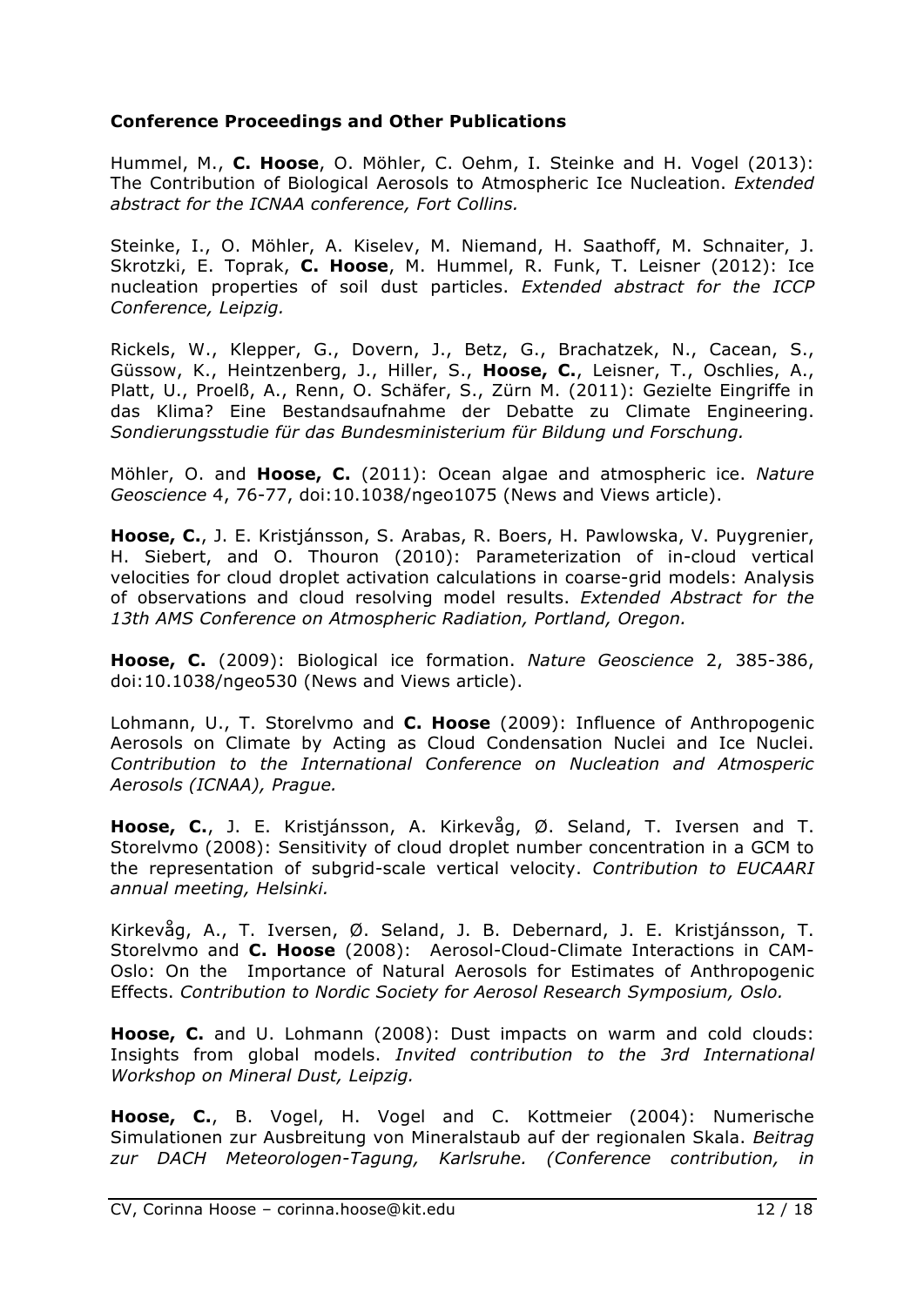**Conference Proceedings and Other Publications**

Hummel, M., **C. Hoose**, O. Möhler, C. Oehm, I. Steinke and H. Vogel (2013): The Contribution of Biological Aerosols to Atmospheric Ice Nucleation. *Extended abstract for the ICNAA conference, Fort Collins.*

Steinke, I., O. Möhler, A. Kiselev, M. Niemand, H. Saathoff, M. Schnaiter, J. Skrotzki, E. Toprak, **C. Hoose**, M. Hummel, R. Funk, T. Leisner (2012): Ice nucleation properties of soil dust particles. *Extended abstract for the ICCP Conference, Leipzig.*

Rickels, W., Klepper, G., Dovern, J., Betz, G., Brachatzek, N., Cacean, S., Güssow, K., Heintzenberg, J., Hiller, S., **Hoose, C.**, Leisner, T., Oschlies, A., Platt, U., Proelß, A., Renn, O. Schäfer, S., Zürn M. (2011): Gezielte Eingriffe in das Klima? Eine Bestandsaufnahme der Debatte zu Climate Engineering. *Sondierungsstudie für das Bundesministerium für Bildung und Forschung.*

Möhler, O. and **Hoose, C.** (2011): Ocean algae and atmospheric ice. *Nature Geoscience* 4, 76-77, doi:10.1038/ngeo1075 (News and Views article).

**Hoose, C.**, J. E. Kristjánsson, S. Arabas, R. Boers, H. Pawlowska, V. Puygrenier, H. Siebert, and O. Thouron (2010): Parameterization of in-cloud vertical velocities for cloud droplet activation calculations in coarse-grid models: Analysis of observations and cloud resolving model results. *Extended Abstract for the 13th AMS Conference on Atmospheric Radiation, Portland, Oregon.*

**Hoose, C.** (2009): Biological ice formation. *Nature Geoscience* 2, 385-386, doi:10.1038/ngeo530 (News and Views article).

Lohmann, U., T. Storelvmo and **C. Hoose** (2009): Influence of Anthropogenic Aerosols on Climate by Acting as Cloud Condensation Nuclei and Ice Nuclei. *Contribution to the International Conference on Nucleation and Atmosperic Aerosols (ICNAA), Prague.*

**Hoose, C.**, J. E. Kristjánsson, A. Kirkevåg, Ø. Seland, T. Iversen and T. Storelvmo (2008): Sensitivity of cloud droplet number concentration in a GCM to the representation of subgrid-scale vertical velocity. *Contribution to EUCAARI annual meeting, Helsinki.*

Kirkevåg, A., T. Iversen, Ø. Seland, J. B. Debernard, J. E. Kristjánsson, T. Storelvmo and **C. Hoose** (2008): Aerosol-Cloud-Climate Interactions in CAM-Oslo: On the Importance of Natural Aerosols for Estimates of Anthropogenic Effects. *Contribution to Nordic Society for Aerosol Research Symposium, Oslo.*

**Hoose, C.** and U. Lohmann (2008): Dust impacts on warm and cold clouds: Insights from global models. *Invited contribution to the 3rd International Workshop on Mineral Dust, Leipzig.*

**Hoose, C.**, B. Vogel, H. Vogel and C. Kottmeier (2004): Numerische Simulationen zur Ausbreitung von Mineralstaub auf der regionalen Skala. *Beitrag zur DACH Meteorologen-Tagung, Karlsruhe. (Conference contribution, in*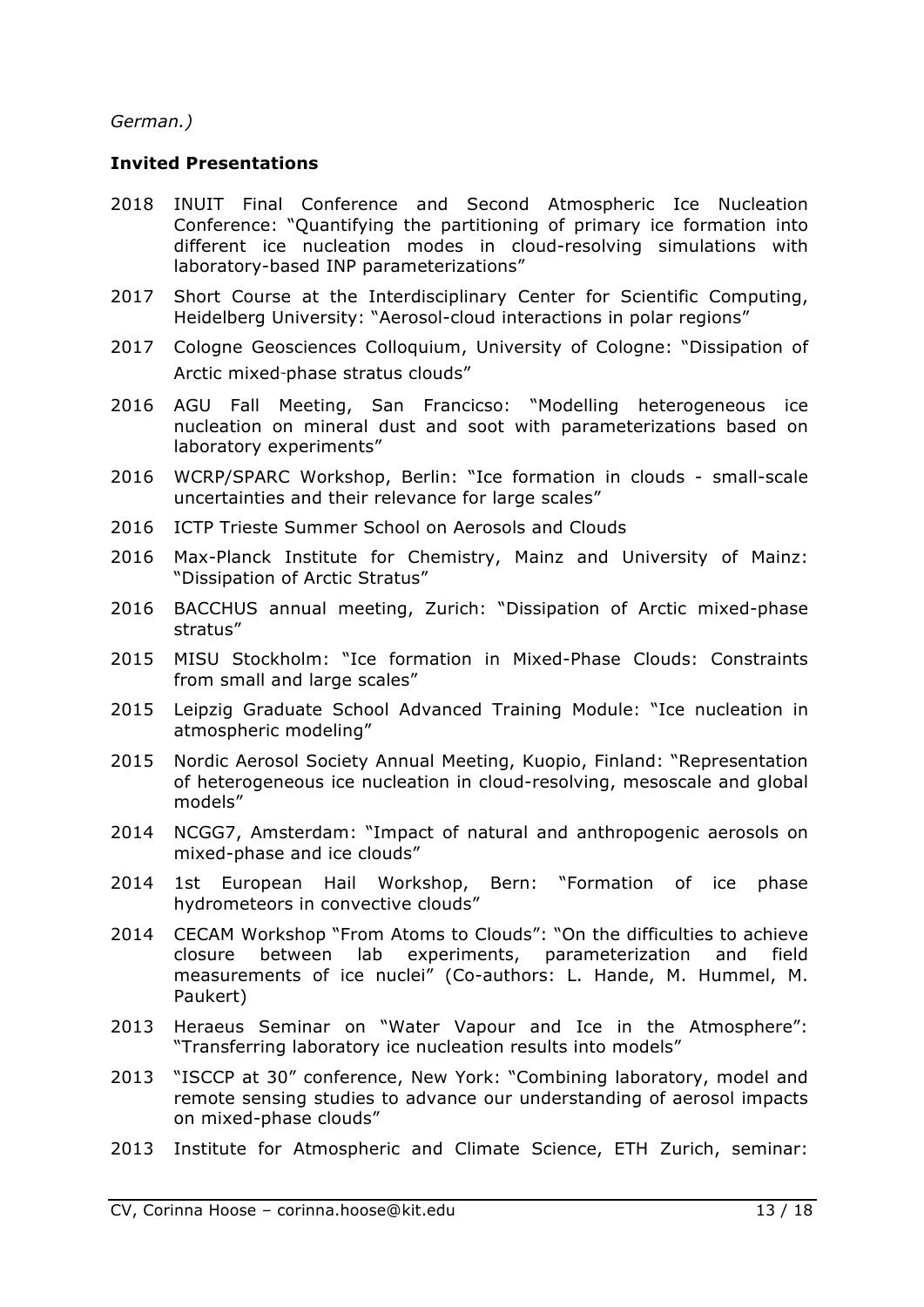*German.)*

**Invited Presentations**

2018 INUIT Final Conference and Second Atmospheric Ice Nucleation Conference: "Quantifying the partitioning of primary ice formation into different ice nucleation modes in cloud-resolving simulations with laboratory-based INP parameterizations"

2017 Short Course at the Interdisciplinary Center for Scientific Computing, Heidelberg University: "Aerosol-cloud interactions in polar regions"

2017 Cologne Geosciences Colloquium, University of Cologne: "Dissipation of Arctic mixed-phase stratus clouds"

2016 AGU Fall Meeting, San Francicso: "Modelling heterogeneous ice nucleation on mineral dust and soot with parameterizations based on laboratory experiments"

2016 WCRP/SPARC Workshop, Berlin: "Ice formation in clouds - small-scale uncertainties and their relevance for large scales"

2016 ICTP Trieste Summer School on Aerosols and Clouds

2016 Max-Planck Institute for Chemistry, Mainz and University of Mainz: "Dissipation of Arctic Stratus"

2016 BACCHUS annual meeting, Zurich: "Dissipation of Arctic mixed-phase stratus"

2015 MISU Stockholm: "Ice formation in Mixed-Phase Clouds: Constraints from small and large scales"

2015 Leipzig Graduate School Advanced Training Module: "Ice nucleation in atmospheric modeling"

2015 Nordic Aerosol Society Annual Meeting, Kuopio, Finland: "Representation of heterogeneous ice nucleation in cloud-resolving, mesoscale and global models"

2014 NCGG7, Amsterdam: "Impact of natural and anthropogenic aerosols on mixed-phase and ice clouds"

2014 1st European Hail Workshop, Bern: "Formation of ice phase hydrometeors in convective clouds"

2014 CECAM Workshop "From Atoms to Clouds": "On the difficulties to achieve closure between lab experiments, parameterization and field measurements of ice nuclei" (Co-authors: L. Hande, M. Hummel, M. Paukert)

2013 Heraeus Seminar on "Water Vapour and Ice in the Atmosphere": "Transferring laboratory ice nucleation results into models"

2013 "ISCCP at 30" conference, New York: "Combining laboratory, model and remote sensing studies to advance our understanding of aerosol impacts on mixed-phase clouds"

2013 Institute for Atmospheric and Climate Science, ETH Zurich, seminar: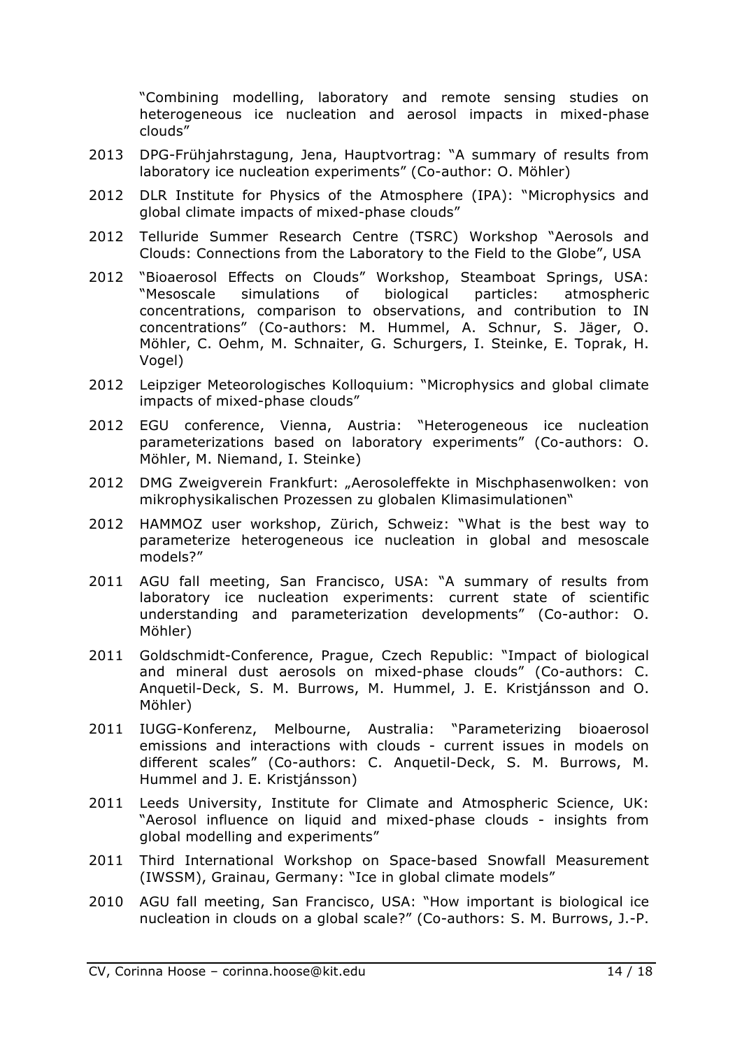"Combining modelling, laboratory and remote sensing studies on heterogeneous ice nucleation and aerosol impacts in mixed-phase clouds"

2013 DPG-Frühjahrstagung, Jena, Hauptvortrag: "A summary of results from laboratory ice nucleation experiments" (Co-author: O. Möhler)

2012 DLR Institute for Physics of the Atmosphere (IPA): "Microphysics and global climate impacts of mixed-phase clouds"

2012 Telluride Summer Research Centre (TSRC) Workshop "Aerosols and Clouds: Connections from the Laboratory to the Field to the Globe", USA

2012 "Bioaerosol Effects on Clouds" Workshop, Steamboat Springs, USA: "Mesoscale simulations of biological particles: atmospheric concentrations, comparison to observations, and contribution to IN concentrations" (Co-authors: M. Hummel, A. Schnur, S. Jäger, O. Möhler, C. Oehm, M. Schnaiter, G. Schurgers, I. Steinke, E. Toprak, H. Vogel)

2012 Leipziger Meteorologisches Kolloquium: "Microphysics and global climate impacts of mixed-phase clouds"

2012 EGU conference, Vienna, Austria: "Heterogeneous ice nucleation parameterizations based on laboratory experiments" (Co-authors: O. Möhler, M. Niemand, I. Steinke)

2012 DMG Zweigverein Frankfurt: „Aerosoleffekte in Mischphasenwolken: von mikrophysikalischen Prozessen zu globalen Klimasimulationen"

2012 HAMMOZ user workshop, Zürich, Schweiz: "What is the best way to parameterize heterogeneous ice nucleation in global and mesoscale models?"

2011 AGU fall meeting, San Francisco, USA: "A summary of results from laboratory ice nucleation experiments: current state of scientific understanding and parameterization developments" (Co-author: O. Möhler)

2011 Goldschmidt-Conference, Prague, Czech Republic: "Impact of biological and mineral dust aerosols on mixed-phase clouds" (Co-authors: C. Anquetil-Deck, S. M. Burrows, M. Hummel, J. E. Kristjánsson and O. Möhler)

2011 IUGG-Konferenz, Melbourne, Australia: "Parameterizing bioaerosol emissions and interactions with clouds - current issues in models on different scales" (Co-authors: C. Anquetil-Deck, S. M. Burrows, M. Hummel and J. E. Kristjánsson)

2011 Leeds University, Institute for Climate and Atmospheric Science, UK: "Aerosol influence on liquid and mixed-phase clouds - insights from global modelling and experiments"

2011 Third International Workshop on Space-based Snowfall Measurement (IWSSM), Grainau, Germany: "Ice in global climate models"

2010 AGU fall meeting, San Francisco, USA: "How important is biological ice nucleation in clouds on a global scale?" (Co-authors: S. M. Burrows, J.-P.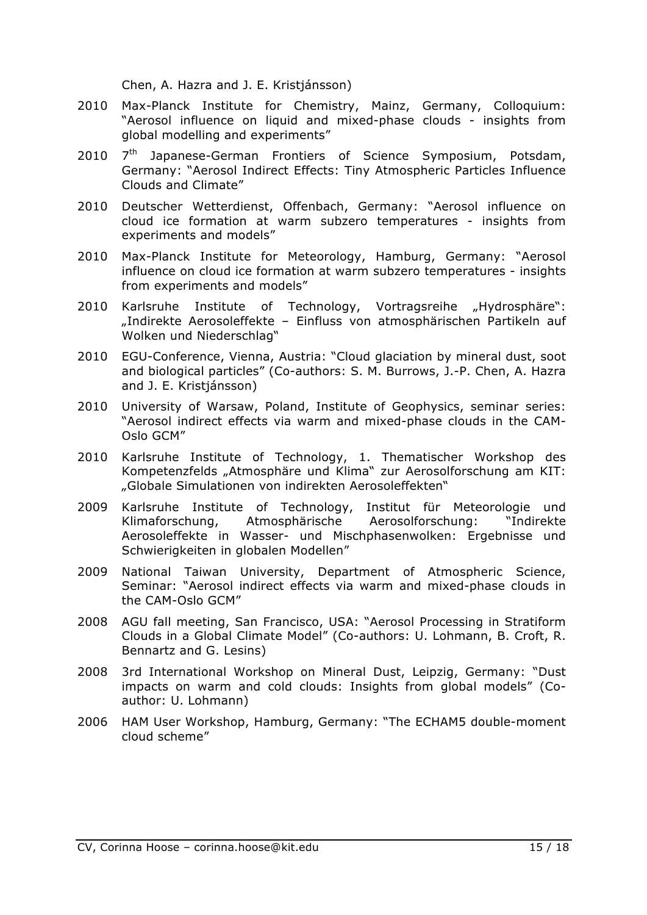Chen, A. Hazra and J. E. Kristjánsson)

2010 Max-Planck Institute for Chemistry, Mainz, Germany, Colloquium: "Aerosol influence on liquid and mixed-phase clouds - insights from global modelling and experiments"

2010 7th Japanese-German Frontiers of Science Symposium, Potsdam, Germany: "Aerosol Indirect Effects: Tiny Atmospheric Particles Influence Clouds and Climate"

2010 Deutscher Wetterdienst, Offenbach, Germany: "Aerosol influence on cloud ice formation at warm subzero temperatures - insights from experiments and models"

2010 Max-Planck Institute for Meteorology, Hamburg, Germany: "Aerosol influence on cloud ice formation at warm subzero temperatures - insights from experiments and models"

2010 Karlsruhe Institute of Technology, Vortragsreihe „Hydrosphäre": „Indirekte Aerosoleffekte – Einfluss von atmosphärischen Partikeln auf Wolken und Niederschlag"

2010 EGU-Conference, Vienna, Austria: "Cloud glaciation by mineral dust, soot and biological particles" (Co-authors: S. M. Burrows, J.-P. Chen, A. Hazra and J. E. Kristjánsson)

2010 University of Warsaw, Poland, Institute of Geophysics, seminar series: "Aerosol indirect effects via warm and mixed-phase clouds in the CAM-Oslo GCM"

2010 Karlsruhe Institute of Technology, 1. Thematischer Workshop des Kompetenzfelds „Atmosphäre und Klima" zur Aerosolforschung am KIT: „Globale Simulationen von indirekten Aerosoleffekten"

2009 Karlsruhe Institute of Technology, Institut für Meteorologie und Klimaforschung, Atmosphärische Aerosolforschung: "Indirekte Aerosoleffekte in Wasser- und Mischphasenwolken: Ergebnisse und Schwierigkeiten in globalen Modellen"

2009 National Taiwan University, Department of Atmospheric Science, Seminar: "Aerosol indirect effects via warm and mixed-phase clouds in the CAM-Oslo GCM"

2008 AGU fall meeting, San Francisco, USA: "Aerosol Processing in Stratiform Clouds in a Global Climate Model" (Co-authors: U. Lohmann, B. Croft, R. Bennartz and G. Lesins)

2008 3rd International Workshop on Mineral Dust, Leipzig, Germany: "Dust impacts on warm and cold clouds: Insights from global models" (Co-author: U. Lohmann)

2006 HAM User Workshop, Hamburg, Germany: "The ECHAM5 double-moment cloud scheme"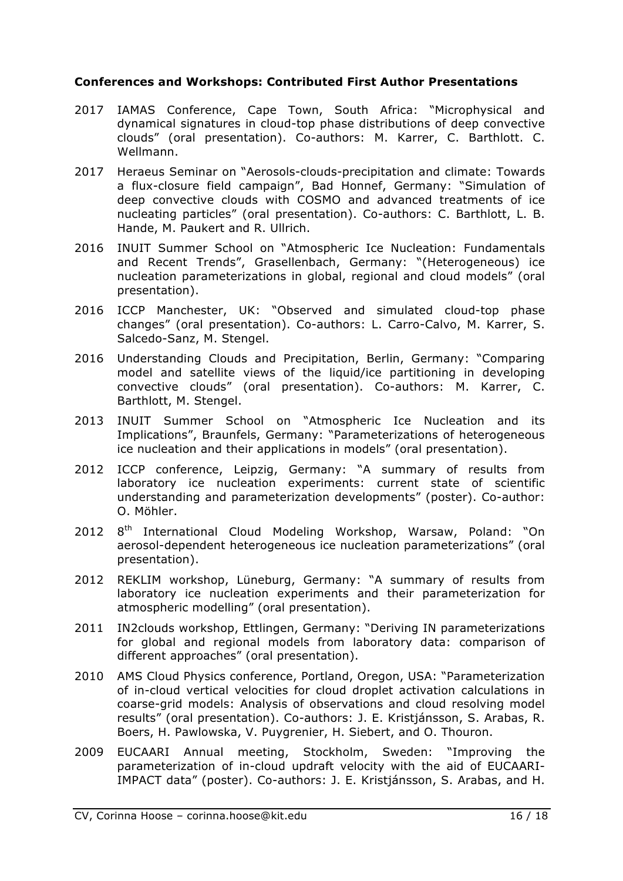**Conferences and Workshops: Contributed First Author Presentations**

2017 IAMAS Conference, Cape Town, South Africa: "Microphysical and dynamical signatures in cloud-top phase distributions of deep convective clouds" (oral presentation). Co-authors: M. Karrer, C. Barthlott. C. Wellmann.

2017 Heraeus Seminar on "Aerosols-clouds-precipitation and climate: Towards a flux-closure field campaign", Bad Honnef, Germany: "Simulation of deep convective clouds with COSMO and advanced treatments of ice nucleating particles" (oral presentation). Co-authors: C. Barthlott, L. B. Hande, M. Paukert and R. Ullrich.

2016 INUIT Summer School on "Atmospheric Ice Nucleation: Fundamentals and Recent Trends", Grasellenbach, Germany: "(Heterogeneous) ice nucleation parameterizations in global, regional and cloud models" (oral presentation).

2016 ICCP Manchester, UK: "Observed and simulated cloud-top phase changes" (oral presentation). Co-authors: L. Carro-Calvo, M. Karrer, S. Salcedo-Sanz, M. Stengel.

2016 Understanding Clouds and Precipitation, Berlin, Germany: "Comparing model and satellite views of the liquid/ice partitioning in developing convective clouds" (oral presentation). Co-authors: M. Karrer, C. Barthlott, M. Stengel.

2013 INUIT Summer School on "Atmospheric Ice Nucleation and its Implications", Braunfels, Germany: "Parameterizations of heterogeneous ice nucleation and their applications in models" (oral presentation).

2012 ICCP conference, Leipzig, Germany: "A summary of results from laboratory ice nucleation experiments: current state of scientific understanding and parameterization developments" (poster). Co-author: O. Möhler.

2012 8th International Cloud Modeling Workshop, Warsaw, Poland: "On aerosol-dependent heterogeneous ice nucleation parameterizations" (oral presentation).

2012 REKLIM workshop, Lüneburg, Germany: "A summary of results from laboratory ice nucleation experiments and their parameterization for atmospheric modelling" (oral presentation).

2011 IN2clouds workshop, Ettlingen, Germany: "Deriving IN parameterizations for global and regional models from laboratory data: comparison of different approaches" (oral presentation).

2010 AMS Cloud Physics conference, Portland, Oregon, USA: "Parameterization of in-cloud vertical velocities for cloud droplet activation calculations in coarse-grid models: Analysis of observations and cloud resolving model results" (oral presentation). Co-authors: J. E. Kristjánsson, S. Arabas, R. Boers, H. Pawlowska, V. Puygrenier, H. Siebert, and O. Thouron.

2009 EUCAARI Annual meeting, Stockholm, Sweden: "Improving the parameterization of in-cloud updraft velocity with the aid of EUCAARI-IMPACT data" (poster). Co-authors: J. E. Kristjánsson, S. Arabas, and H.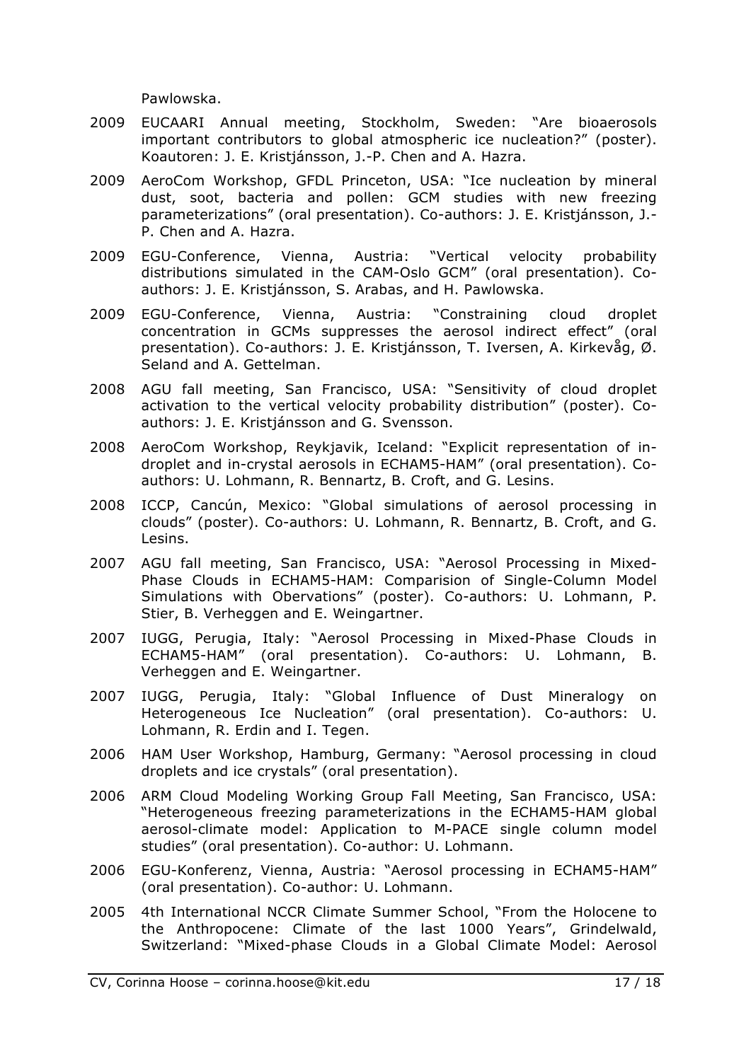Pawlowska.

2009 EUCAARI Annual meeting, Stockholm, Sweden: "Are bioaerosols important contributors to global atmospheric ice nucleation?" (poster). Koautoren: J. E. Kristjánsson, J.-P. Chen and A. Hazra.

2009 AeroCom Workshop, GFDL Princeton, USA: "Ice nucleation by mineral dust, soot, bacteria and pollen: GCM studies with new freezing parameterizations" (oral presentation). Co-authors: J. E. Kristjánsson, J.-P. Chen and A. Hazra.

2009 EGU-Conference, Vienna, Austria: "Vertical velocity probability distributions simulated in the CAM-Oslo GCM" (oral presentation). Co-authors: J. E. Kristjánsson, S. Arabas, and H. Pawlowska.

2009 EGU-Conference, Vienna, Austria: "Constraining cloud droplet concentration in GCMs suppresses the aerosol indirect effect" (oral presentation). Co-authors: J. E. Kristjánsson, T. Iversen, A. Kirkevåg, Ø. Seland and A. Gettelman.

2008 AGU fall meeting, San Francisco, USA: "Sensitivity of cloud droplet activation to the vertical velocity probability distribution" (poster). Co-authors: J. E. Kristjánsson and G. Svensson.

2008 AeroCom Workshop, Reykjavik, Iceland: "Explicit representation of in-droplet and in-crystal aerosols in ECHAM5-HAM" (oral presentation). Co-authors: U. Lohmann, R. Bennartz, B. Croft, and G. Lesins.

2008 ICCP, Cancún, Mexico: "Global simulations of aerosol processing in clouds" (poster). Co-authors: U. Lohmann, R. Bennartz, B. Croft, and G. Lesins.

2007 AGU fall meeting, San Francisco, USA: "Aerosol Processing in Mixed-Phase Clouds in ECHAM5-HAM: Comparision of Single-Column Model Simulations with Obervations" (poster). Co-authors: U. Lohmann, P. Stier, B. Verheggen and E. Weingartner.

2007 IUGG, Perugia, Italy: "Aerosol Processing in Mixed-Phase Clouds in ECHAM5-HAM" (oral presentation). Co-authors: U. Lohmann, B. Verheggen and E. Weingartner.

2007 IUGG, Perugia, Italy: "Global Influence of Dust Mineralogy on Heterogeneous Ice Nucleation" (oral presentation). Co-authors: U. Lohmann, R. Erdin and I. Tegen.

2006 HAM User Workshop, Hamburg, Germany: "Aerosol processing in cloud droplets and ice crystals" (oral presentation).

2006 ARM Cloud Modeling Working Group Fall Meeting, San Francisco, USA: "Heterogeneous freezing parameterizations in the ECHAM5-HAM global aerosol-climate model: Application to M-PACE single column model studies" (oral presentation). Co-author: U. Lohmann.

2006 EGU-Konferenz, Vienna, Austria: "Aerosol processing in ECHAM5-HAM" (oral presentation). Co-author: U. Lohmann.

2005 4th International NCCR Climate Summer School, "From the Holocene to the Anthropocene: Climate of the last 1000 Years", Grindelwald, Switzerland: "Mixed-phase Clouds in a Global Climate Model: Aerosol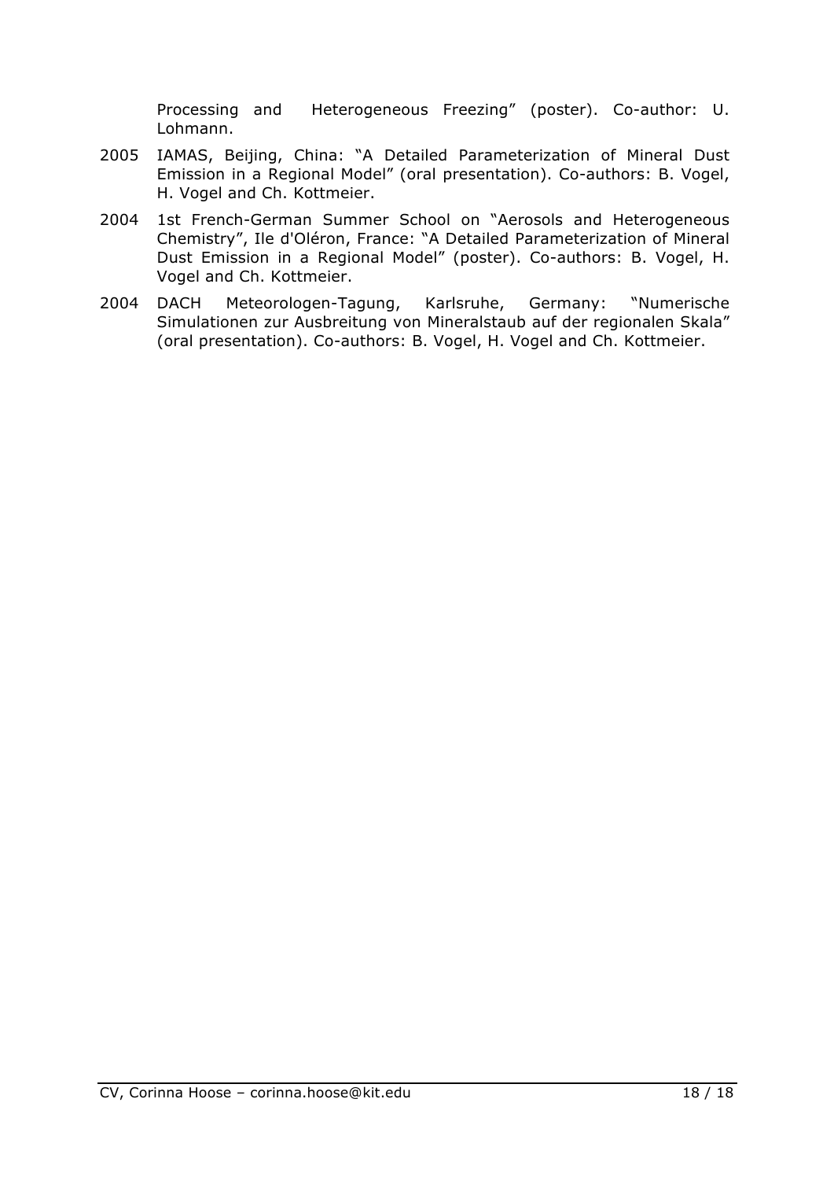Processing and Heterogeneous Freezing" (poster). Co-author: U. Lohmann.

2005 IAMAS, Beijing, China: "A Detailed Parameterization of Mineral Dust Emission in a Regional Model" (oral presentation). Co-authors: B. Vogel, H. Vogel and Ch. Kottmeier.

2004 1st French-German Summer School on "Aerosols and Heterogeneous Chemistry", Ile d'Oléron, France: "A Detailed Parameterization of Mineral Dust Emission in a Regional Model" (poster). Co-authors: B. Vogel, H. Vogel and Ch. Kottmeier.

2004 DACH Meteorologen-Tagung, Karlsruhe, Germany: "Numerische Simulationen zur Ausbreitung von Mineralstaub auf der regionalen Skala" (oral presentation). Co-authors: B. Vogel, H. Vogel and Ch. Kottmeier.